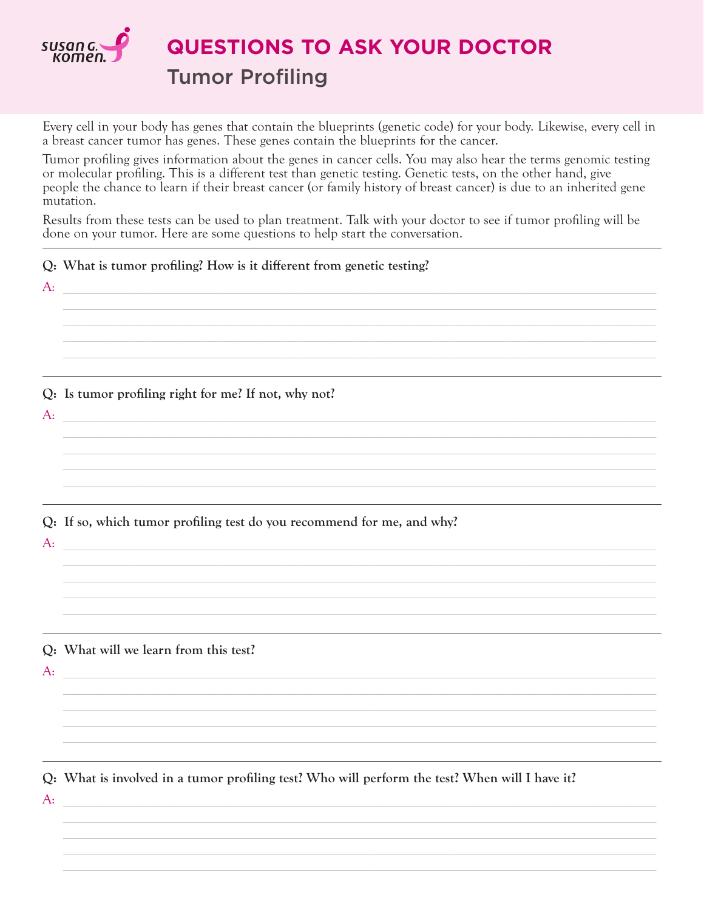susan G. komen.

# QUESTIONS TO ASK YOUR DOCTOR

## Tumor Profiling

Every cell in your body has genes that contain the blueprints (genetic code) for your body. Likewise, every cell in a breast cancer tumor has genes. These genes contain the blueprints for the cancer.

Tumor profiling gives information about the genes in cancer cells. You may also hear the terms genomic testing or molecular profiling. This is a different test than genetic testing. Genetic tests, on the other hand, give people the chance to learn if their breast cancer (or family history of breast cancer) is due to an inherited gene mutation.

Results from these tests can be used to plan treatment. Talk with your doctor to see if tumor profiling will be done on your tumor. Here are some questions to help start the conversation.

---

**Q: What is tumor profiling? How is it different from genetic testing?**

A:

---

**Q: Is tumor profiling right for me? If not, why not?**

A:

---

**Q: If so, which tumor profiling test do you recommend for me, and why?**

A:

---

**Q: What will we learn from this test?**

A:

---

**Q: What is involved in a tumor profiling test? Who will perform the test? When will I have it?**

A: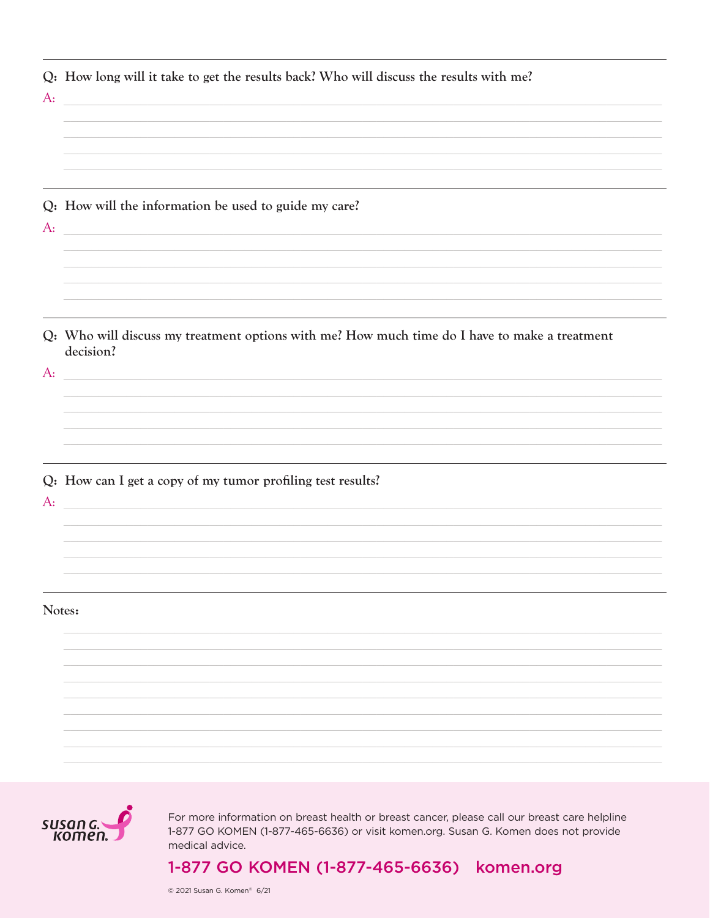**Q: How long will it take to get the results back? Who will discuss the results with me?**

A:

**Q: How will the information be used to guide my care?**

A:

**Q: Who will discuss my treatment options with me? How much time do I have to make a treatment decision?**

A:

**Q: How can I get a copy of my tumor profiling test results?**

A:

**Notes:**

susan G. komen.

For more information on breast health or breast cancer, please call our breast care helpline 1-877 GO KOMEN (1-877-465-6636) or visit komen.org. Susan G. Komen does not provide medical advice.

1-877 GO KOMEN (1-877-465-6636) komen.org

© 2021 Susan G. Komen® 6/21